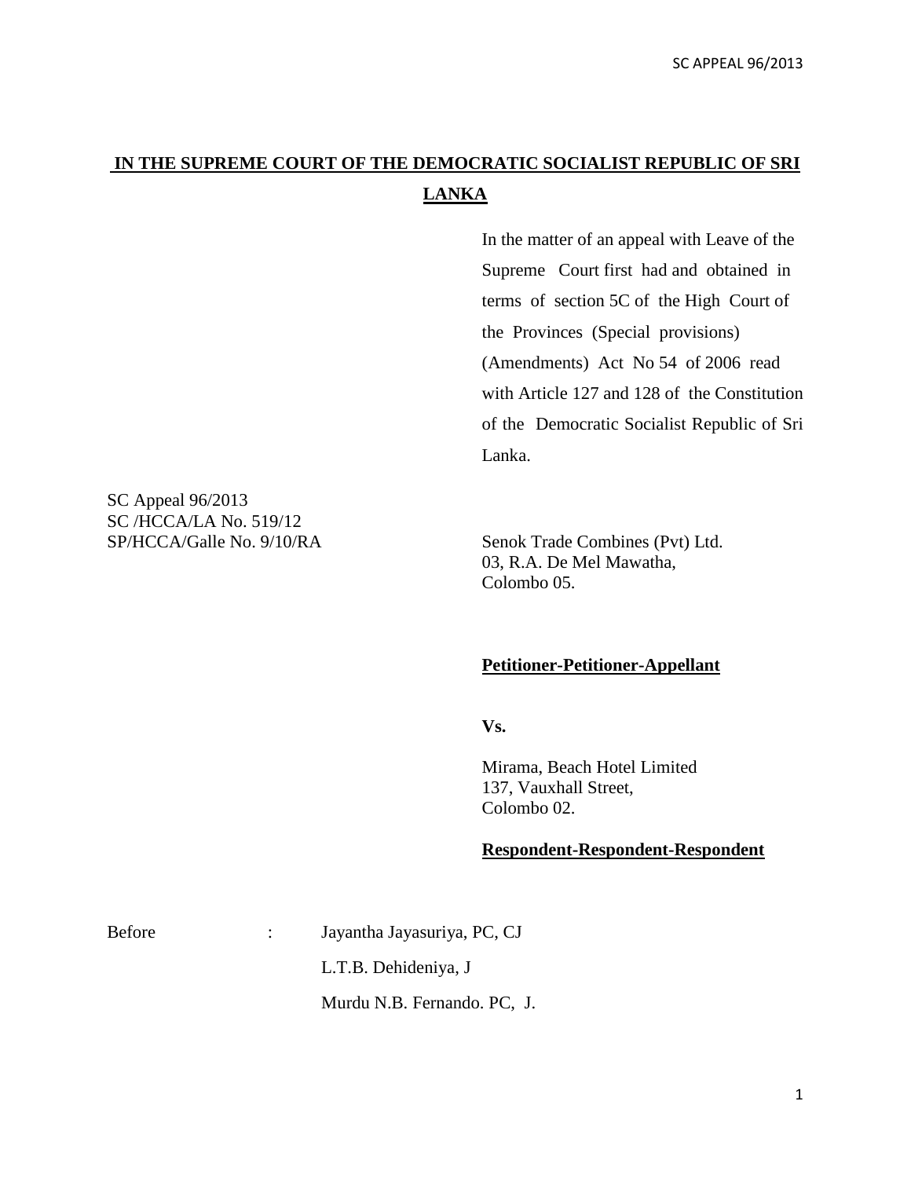# IN THE SUPREME COURT OF THE DEMOCRATIC SOCIALIST REPUBLIC OF SRI LANKA

In the matter of an appeal with Leave of the Supreme Court first had and obtained in terms of section 5C of the High Court of the Provinces (Special provisions) (Amendments) Act No 54 of 2006 read with Article 127 and 128 of the Constitution of the Democratic Socialist Republic of Sri Lanka.

SC Appeal 96/2013
SC /HCCA/LA No. 519/12
SP/HCCA/Galle No. 9/10/RA

Senok Trade Combines (Pvt) Ltd.
03, R.A. De Mel Mawatha,
Colombo 05.

**Petitioner-Petitioner-Appellant**

**Vs.**

Mirama, Beach Hotel Limited
137, Vauxhall Street,
Colombo 02.

**Respondent-Respondent-Respondent**

Before : Jayantha Jayasuriya, PC, CJ

L.T.B. Dehideniya, J

Murdu N.B. Fernando. PC, J.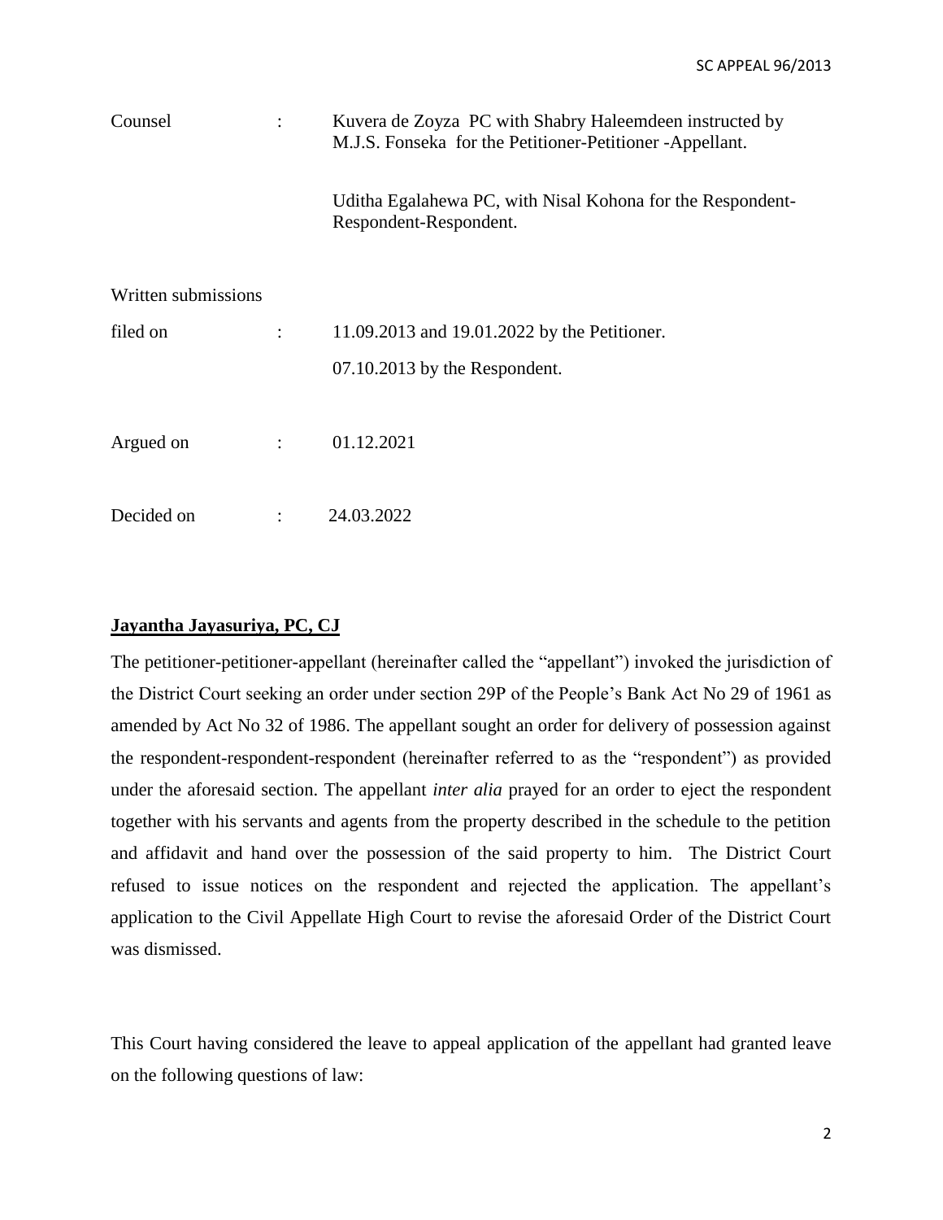Counsel : Kuvera de Zoyza PC with Shabry Haleemdeen instructed by M.J.S. Fonseka for the Petitioner-Petitioner -Appellant.

Uditha Egalahewa PC, with Nisal Kohona for the Respondent-Respondent-Respondent.

Written submissions filed on : 11.09.2013 and 19.01.2022 by the Petitioner.

07.10.2013 by the Respondent.

Argued on : 01.12.2021

Decided on : 24.03.2022

**Jayantha Jayasuriya, PC, CJ**

The petitioner-petitioner-appellant (hereinafter called the "appellant") invoked the jurisdiction of the District Court seeking an order under section 29P of the People's Bank Act No 29 of 1961 as amended by Act No 32 of 1986. The appellant sought an order for delivery of possession against the respondent-respondent-respondent (hereinafter referred to as the "respondent") as provided under the aforesaid section. The appellant *inter alia* prayed for an order to eject the respondent together with his servants and agents from the property described in the schedule to the petition and affidavit and hand over the possession of the said property to him. The District Court refused to issue notices on the respondent and rejected the application. The appellant's application to the Civil Appellate High Court to revise the aforesaid Order of the District Court was dismissed.

This Court having considered the leave to appeal application of the appellant had granted leave on the following questions of law: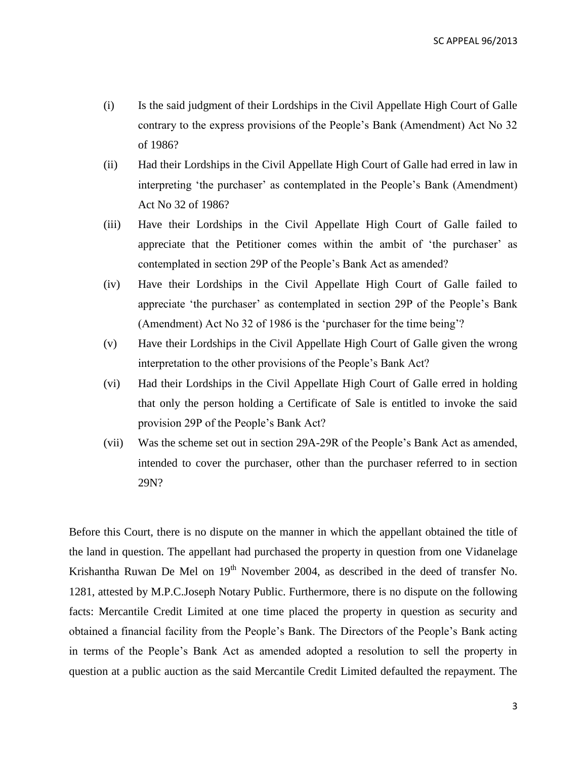(i) Is the said judgment of their Lordships in the Civil Appellate High Court of Galle contrary to the express provisions of the People's Bank (Amendment) Act No 32 of 1986?

(ii) Had their Lordships in the Civil Appellate High Court of Galle had erred in law in interpreting 'the purchaser' as contemplated in the People's Bank (Amendment) Act No 32 of 1986?

(iii) Have their Lordships in the Civil Appellate High Court of Galle failed to appreciate that the Petitioner comes within the ambit of 'the purchaser' as contemplated in section 29P of the People's Bank Act as amended?

(iv) Have their Lordships in the Civil Appellate High Court of Galle failed to appreciate 'the purchaser' as contemplated in section 29P of the People's Bank (Amendment) Act No 32 of 1986 is the 'purchaser for the time being'?

(v) Have their Lordships in the Civil Appellate High Court of Galle given the wrong interpretation to the other provisions of the People's Bank Act?

(vi) Had their Lordships in the Civil Appellate High Court of Galle erred in holding that only the person holding a Certificate of Sale is entitled to invoke the said provision 29P of the People's Bank Act?

(vii) Was the scheme set out in section 29A-29R of the People's Bank Act as amended, intended to cover the purchaser, other than the purchaser referred to in section 29N?

Before this Court, there is no dispute on the manner in which the appellant obtained the title of the land in question. The appellant had purchased the property in question from one Vidanelage Krishantha Ruwan De Mel on 19th November 2004, as described in the deed of transfer No. 1281, attested by M.P.C.Joseph Notary Public. Furthermore, there is no dispute on the following facts: Mercantile Credit Limited at one time placed the property in question as security and obtained a financial facility from the People's Bank. The Directors of the People's Bank acting in terms of the People's Bank Act as amended adopted a resolution to sell the property in question at a public auction as the said Mercantile Credit Limited defaulted the repayment. The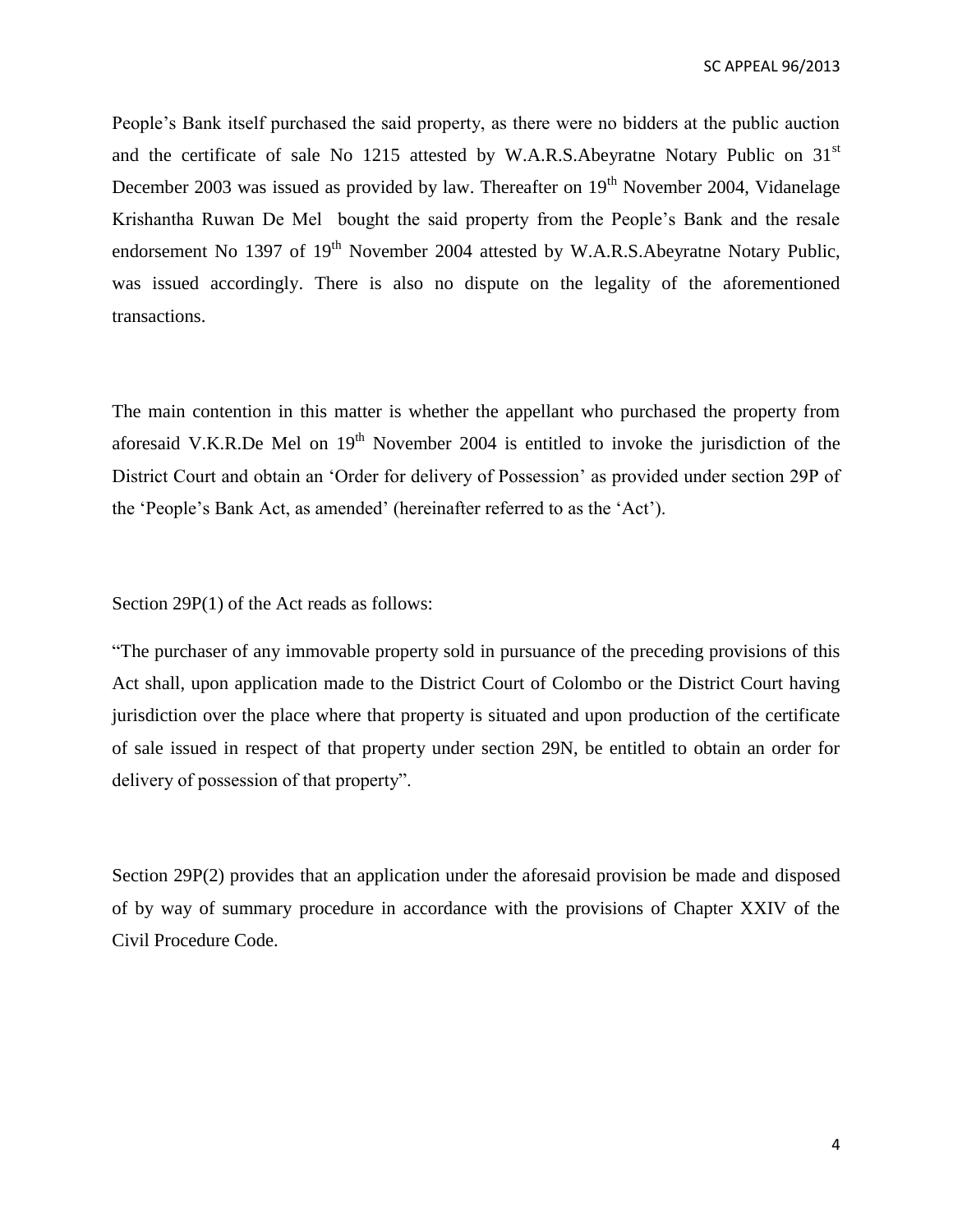People's Bank itself purchased the said property, as there were no bidders at the public auction and the certificate of sale No 1215 attested by W.A.R.S.Abeyratne Notary Public on 31st December 2003 was issued as provided by law. Thereafter on 19th November 2004, Vidanelage Krishantha Ruwan De Mel bought the said property from the People's Bank and the resale endorsement No 1397 of 19th November 2004 attested by W.A.R.S.Abeyratne Notary Public, was issued accordingly. There is also no dispute on the legality of the aforementioned transactions.

The main contention in this matter is whether the appellant who purchased the property from aforesaid V.K.R.De Mel on 19th November 2004 is entitled to invoke the jurisdiction of the District Court and obtain an 'Order for delivery of Possession' as provided under section 29P of the 'People's Bank Act, as amended' (hereinafter referred to as the 'Act').

Section 29P(1) of the Act reads as follows:

"The purchaser of any immovable property sold in pursuance of the preceding provisions of this Act shall, upon application made to the District Court of Colombo or the District Court having jurisdiction over the place where that property is situated and upon production of the certificate of sale issued in respect of that property under section 29N, be entitled to obtain an order for delivery of possession of that property".

Section 29P(2) provides that an application under the aforesaid provision be made and disposed of by way of summary procedure in accordance with the provisions of Chapter XXIV of the Civil Procedure Code.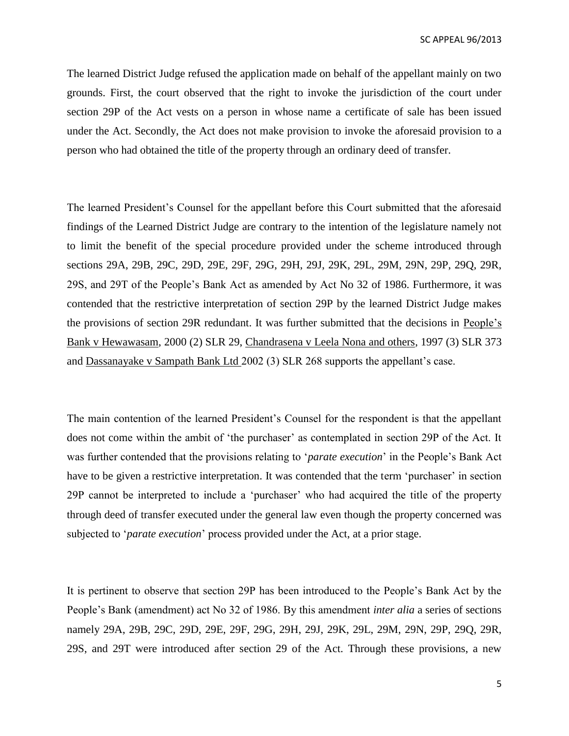The learned District Judge refused the application made on behalf of the appellant mainly on two grounds. First, the court observed that the right to invoke the jurisdiction of the court under section 29P of the Act vests on a person in whose name a certificate of sale has been issued under the Act. Secondly, the Act does not make provision to invoke the aforesaid provision to a person who had obtained the title of the property through an ordinary deed of transfer.

The learned President's Counsel for the appellant before this Court submitted that the aforesaid findings of the Learned District Judge are contrary to the intention of the legislature namely not to limit the benefit of the special procedure provided under the scheme introduced through sections 29A, 29B, 29C, 29D, 29E, 29F, 29G, 29H, 29J, 29K, 29L, 29M, 29N, 29P, 29Q, 29R, 29S, and 29T of the People's Bank Act as amended by Act No 32 of 1986. Furthermore, it was contended that the restrictive interpretation of section 29P by the learned District Judge makes the provisions of section 29R redundant. It was further submitted that the decisions in People's Bank v Hewawasam, 2000 (2) SLR 29, Chandrasena v Leela Nona and others, 1997 (3) SLR 373 and Dassanayake v Sampath Bank Ltd 2002 (3) SLR 268 supports the appellant's case.

The main contention of the learned President's Counsel for the respondent is that the appellant does not come within the ambit of 'the purchaser' as contemplated in section 29P of the Act. It was further contended that the provisions relating to '*parate execution*' in the People's Bank Act have to be given a restrictive interpretation. It was contended that the term 'purchaser' in section 29P cannot be interpreted to include a 'purchaser' who had acquired the title of the property through deed of transfer executed under the general law even though the property concerned was subjected to '*parate execution*' process provided under the Act, at a prior stage.

It is pertinent to observe that section 29P has been introduced to the People's Bank Act by the People's Bank (amendment) act No 32 of 1986. By this amendment *inter alia* a series of sections namely 29A, 29B, 29C, 29D, 29E, 29F, 29G, 29H, 29J, 29K, 29L, 29M, 29N, 29P, 29Q, 29R, 29S, and 29T were introduced after section 29 of the Act. Through these provisions, a new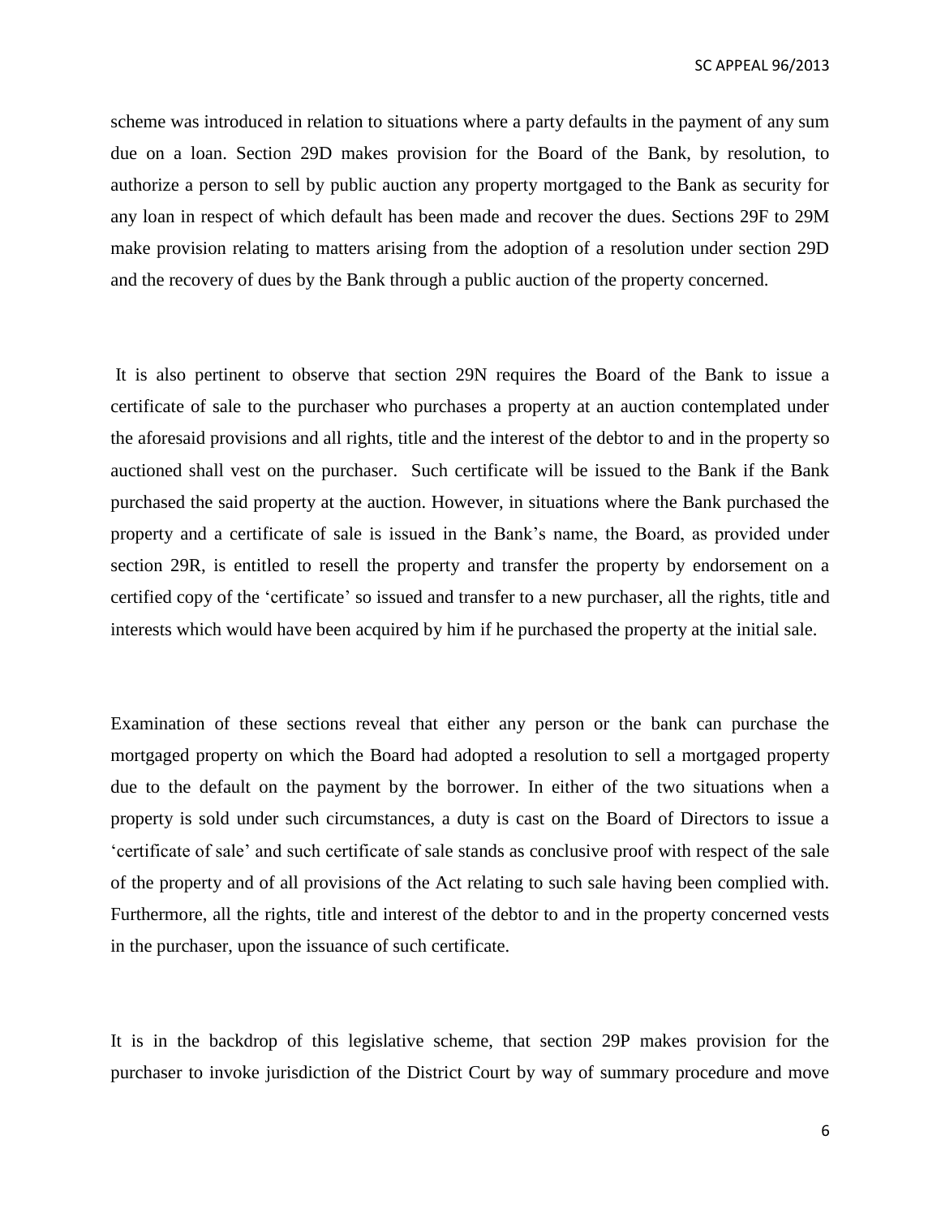scheme was introduced in relation to situations where a party defaults in the payment of any sum due on a loan. Section 29D makes provision for the Board of the Bank, by resolution, to authorize a person to sell by public auction any property mortgaged to the Bank as security for any loan in respect of which default has been made and recover the dues. Sections 29F to 29M make provision relating to matters arising from the adoption of a resolution under section 29D and the recovery of dues by the Bank through a public auction of the property concerned.

It is also pertinent to observe that section 29N requires the Board of the Bank to issue a certificate of sale to the purchaser who purchases a property at an auction contemplated under the aforesaid provisions and all rights, title and the interest of the debtor to and in the property so auctioned shall vest on the purchaser. Such certificate will be issued to the Bank if the Bank purchased the said property at the auction. However, in situations where the Bank purchased the property and a certificate of sale is issued in the Bank's name, the Board, as provided under section 29R, is entitled to resell the property and transfer the property by endorsement on a certified copy of the 'certificate' so issued and transfer to a new purchaser, all the rights, title and interests which would have been acquired by him if he purchased the property at the initial sale.

Examination of these sections reveal that either any person or the bank can purchase the mortgaged property on which the Board had adopted a resolution to sell a mortgaged property due to the default on the payment by the borrower. In either of the two situations when a property is sold under such circumstances, a duty is cast on the Board of Directors to issue a 'certificate of sale' and such certificate of sale stands as conclusive proof with respect of the sale of the property and of all provisions of the Act relating to such sale having been complied with. Furthermore, all the rights, title and interest of the debtor to and in the property concerned vests in the purchaser, upon the issuance of such certificate.

It is in the backdrop of this legislative scheme, that section 29P makes provision for the purchaser to invoke jurisdiction of the District Court by way of summary procedure and move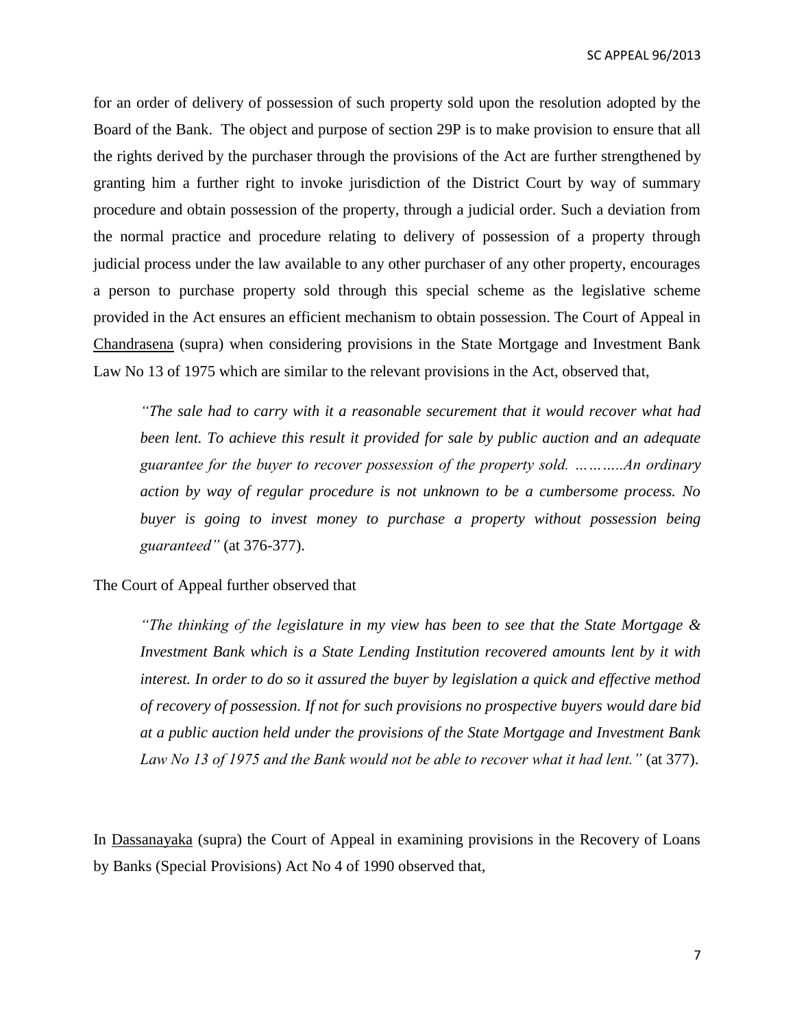for an order of delivery of possession of such property sold upon the resolution adopted by the Board of the Bank. The object and purpose of section 29P is to make provision to ensure that all the rights derived by the purchaser through the provisions of the Act are further strengthened by granting him a further right to invoke jurisdiction of the District Court by way of summary procedure and obtain possession of the property, through a judicial order. Such a deviation from the normal practice and procedure relating to delivery of possession of a property through judicial process under the law available to any other purchaser of any other property, encourages a person to purchase property sold through this special scheme as the legislative scheme provided in the Act ensures an efficient mechanism to obtain possession. The Court of Appeal in Chandrasena (supra) when considering provisions in the State Mortgage and Investment Bank Law No 13 of 1975 which are similar to the relevant provisions in the Act, observed that,

> *"The sale had to carry with it a reasonable securement that it would recover what had been lent. To achieve this result it provided for sale by public auction and an adequate guarantee for the buyer to recover possession of the property sold. ………..An ordinary action by way of regular procedure is not unknown to be a cumbersome process. No buyer is going to invest money to purchase a property without possession being guaranteed"* (at 376-377).

The Court of Appeal further observed that

> *"The thinking of the legislature in my view has been to see that the State Mortgage & Investment Bank which is a State Lending Institution recovered amounts lent by it with interest. In order to do so it assured the buyer by legislation a quick and effective method of recovery of possession. If not for such provisions no prospective buyers would dare bid at a public auction held under the provisions of the State Mortgage and Investment Bank Law No 13 of 1975 and the Bank would not be able to recover what it had lent."* (at 377).

In Dassanayaka (supra) the Court of Appeal in examining provisions in the Recovery of Loans by Banks (Special Provisions) Act No 4 of 1990 observed that,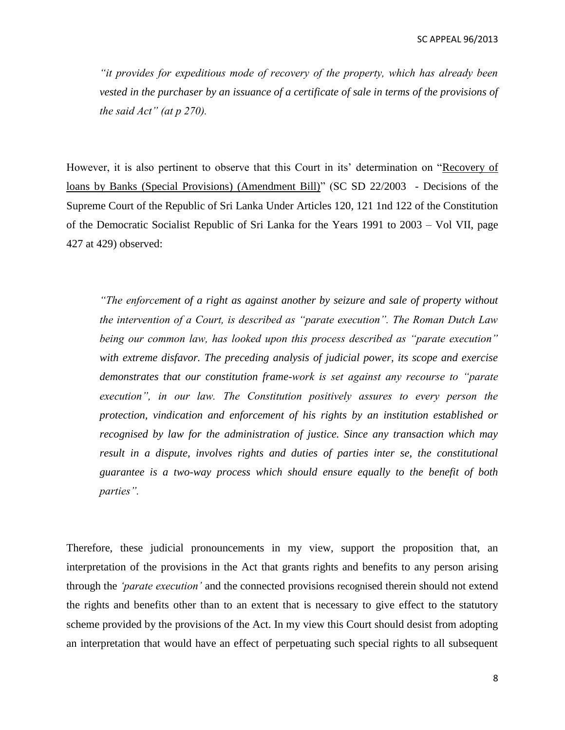*"it provides for expeditious mode of recovery of the property, which has already been vested in the purchaser by an issuance of a certificate of sale in terms of the provisions of the said Act" (at p 270).*

However, it is also pertinent to observe that this Court in its' determination on "Recovery of loans by Banks (Special Provisions) (Amendment Bill)" (SC SD 22/2003 - Decisions of the Supreme Court of the Republic of Sri Lanka Under Articles 120, 121 1nd 122 of the Constitution of the Democratic Socialist Republic of Sri Lanka for the Years 1991 to 2003 – Vol VII, page 427 at 429) observed:

*"The enforcement of a right as against another by seizure and sale of property without the intervention of a Court, is described as "parate execution". The Roman Dutch Law being our common law, has looked upon this process described as "parate execution" with extreme disfavor. The preceding analysis of judicial power, its scope and exercise demonstrates that our constitution frame-work is set against any recourse to "parate execution", in our law. The Constitution positively assures to every person the protection, vindication and enforcement of his rights by an institution established or recognised by law for the administration of justice. Since any transaction which may result in a dispute, involves rights and duties of parties inter se, the constitutional guarantee is a two-way process which should ensure equally to the benefit of both parties".*

Therefore, these judicial pronouncements in my view, support the proposition that, an interpretation of the provisions in the Act that grants rights and benefits to any person arising through the *'parate execution'* and the connected provisions recognised therein should not extend the rights and benefits other than to an extent that is necessary to give effect to the statutory scheme provided by the provisions of the Act. In my view this Court should desist from adopting an interpretation that would have an effect of perpetuating such special rights to all subsequent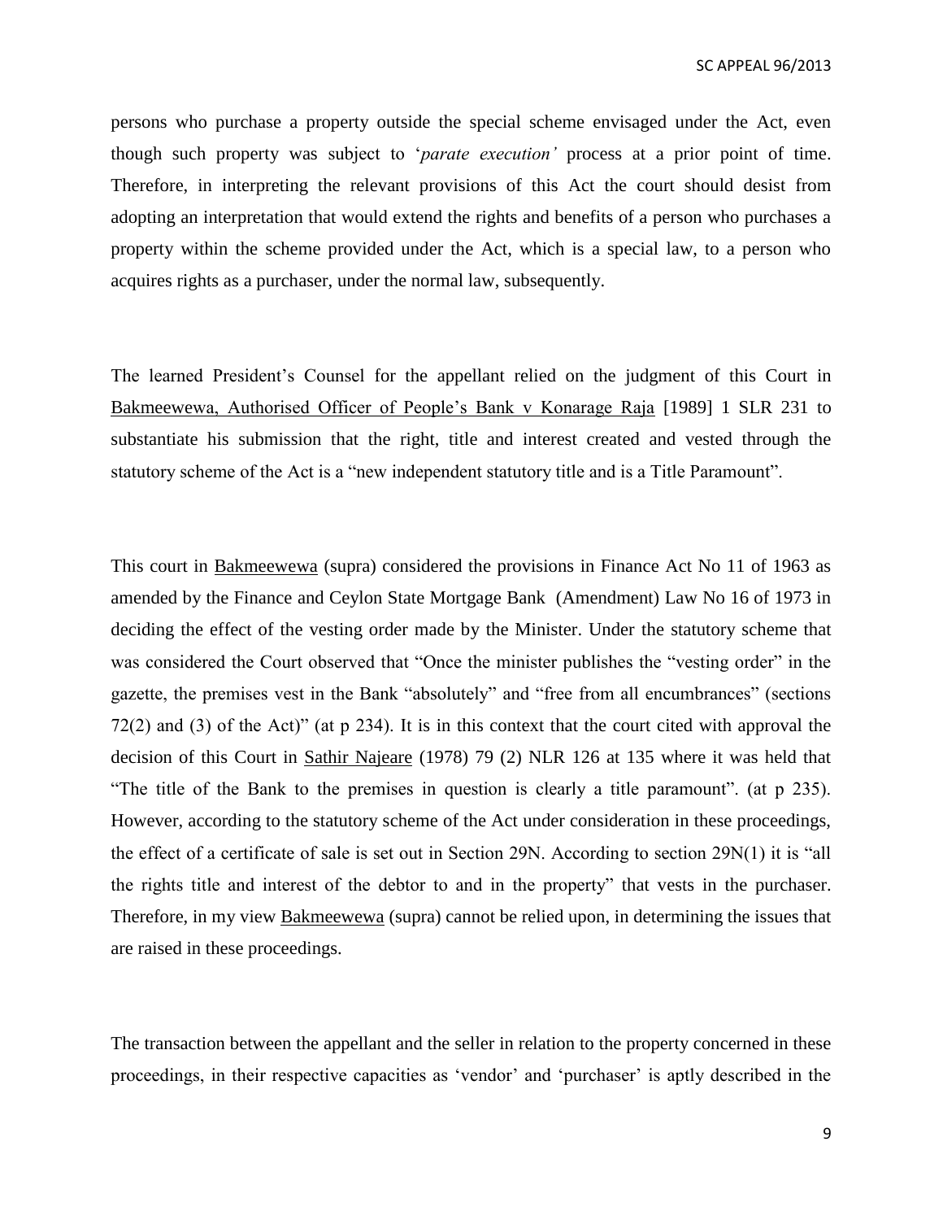persons who purchase a property outside the special scheme envisaged under the Act, even though such property was subject to '*parate execution'* process at a prior point of time. Therefore, in interpreting the relevant provisions of this Act the court should desist from adopting an interpretation that would extend the rights and benefits of a person who purchases a property within the scheme provided under the Act, which is a special law, to a person who acquires rights as a purchaser, under the normal law, subsequently.

The learned President's Counsel for the appellant relied on the judgment of this Court in Bakmeewewa, Authorised Officer of People's Bank v Konarage Raja [1989] 1 SLR 231 to substantiate his submission that the right, title and interest created and vested through the statutory scheme of the Act is a "new independent statutory title and is a Title Paramount".

This court in Bakmeewewa (supra) considered the provisions in Finance Act No 11 of 1963 as amended by the Finance and Ceylon State Mortgage Bank (Amendment) Law No 16 of 1973 in deciding the effect of the vesting order made by the Minister. Under the statutory scheme that was considered the Court observed that "Once the minister publishes the "vesting order" in the gazette, the premises vest in the Bank "absolutely" and "free from all encumbrances" (sections 72(2) and (3) of the Act)" (at p 234). It is in this context that the court cited with approval the decision of this Court in Sathir Najeare (1978) 79 (2) NLR 126 at 135 where it was held that "The title of the Bank to the premises in question is clearly a title paramount". (at p 235). However, according to the statutory scheme of the Act under consideration in these proceedings, the effect of a certificate of sale is set out in Section 29N. According to section 29N(1) it is "all the rights title and interest of the debtor to and in the property" that vests in the purchaser. Therefore, in my view Bakmeewewa (supra) cannot be relied upon, in determining the issues that are raised in these proceedings.

The transaction between the appellant and the seller in relation to the property concerned in these proceedings, in their respective capacities as 'vendor' and 'purchaser' is aptly described in the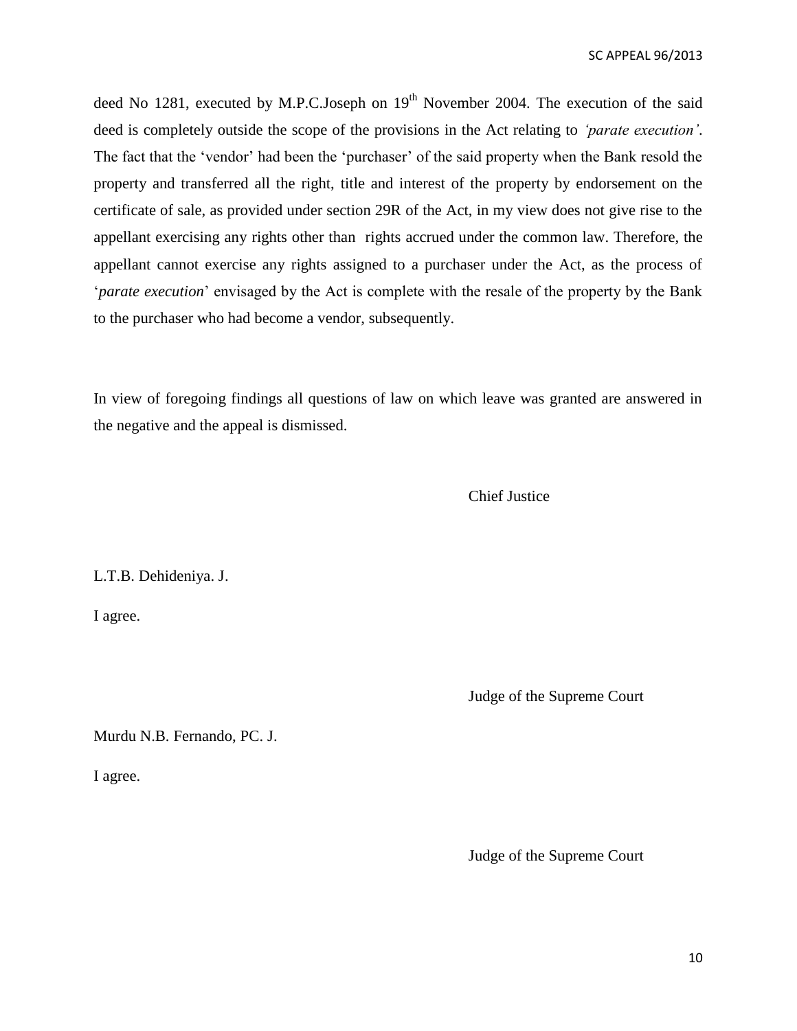deed No 1281, executed by M.P.C.Joseph on 19th November 2004. The execution of the said deed is completely outside the scope of the provisions in the Act relating to *'parate execution'*. The fact that the 'vendor' had been the 'purchaser' of the said property when the Bank resold the property and transferred all the right, title and interest of the property by endorsement on the certificate of sale, as provided under section 29R of the Act, in my view does not give rise to the appellant exercising any rights other than rights accrued under the common law. Therefore, the appellant cannot exercise any rights assigned to a purchaser under the Act, as the process of '*parate execution*' envisaged by the Act is complete with the resale of the property by the Bank to the purchaser who had become a vendor, subsequently.

In view of foregoing findings all questions of law on which leave was granted are answered in the negative and the appeal is dismissed.

Chief Justice

L.T.B. Dehideniya. J.

I agree.

Judge of the Supreme Court

Murdu N.B. Fernando, PC. J.

I agree.

Judge of the Supreme Court